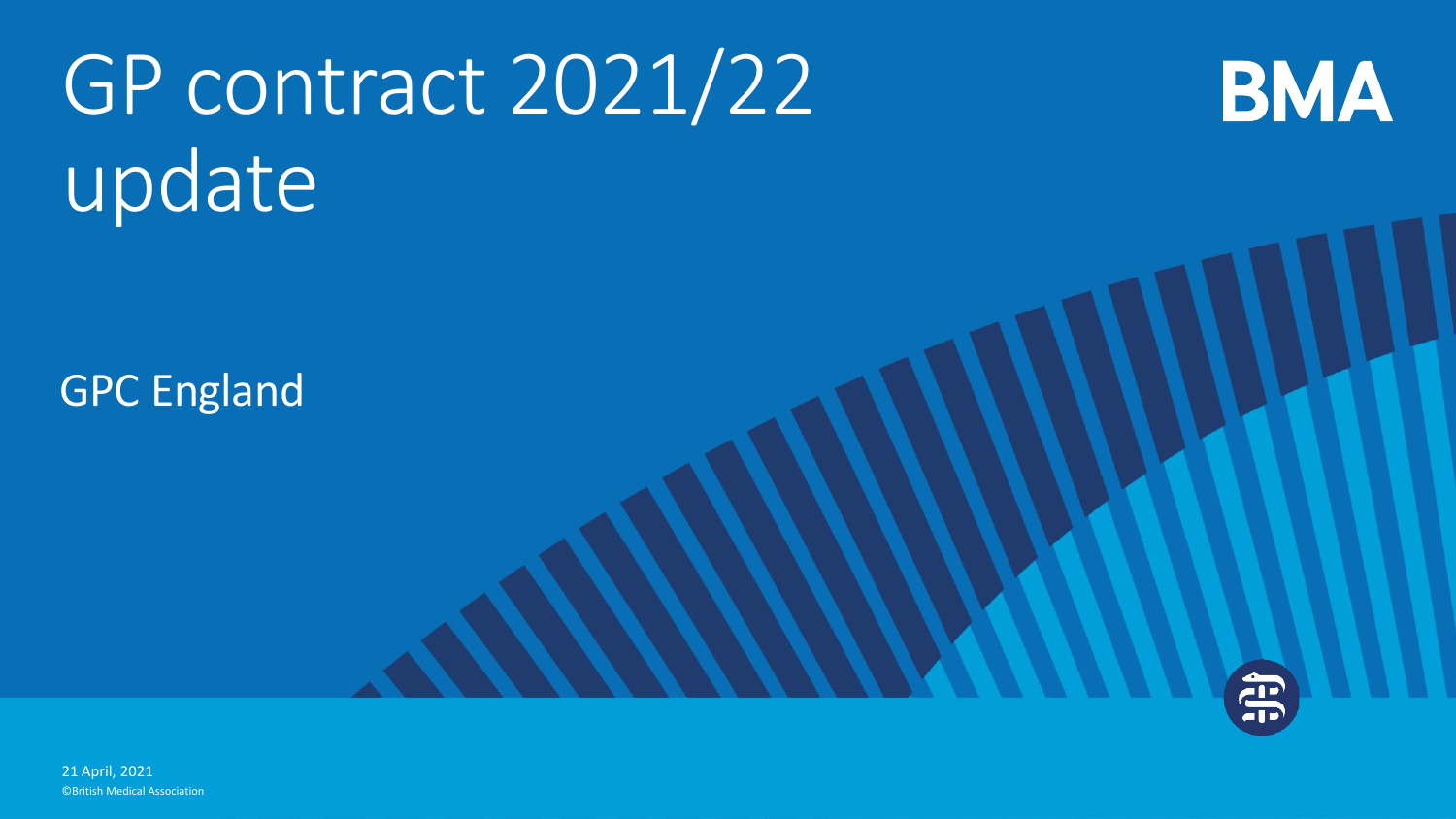# GP contract 2021/22 update

BMA

GPC England

21 April, 2021

©British Medical Association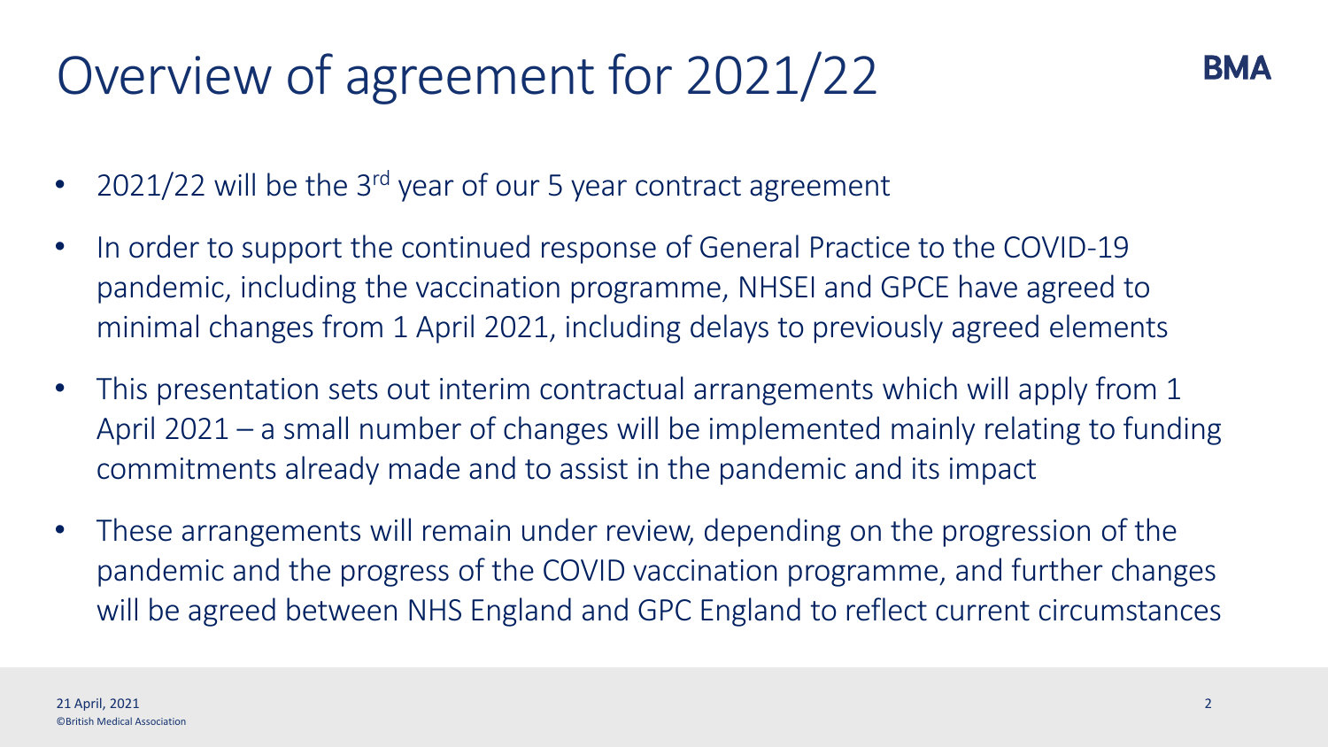# Overview of agreement for 2021/22

- 2021/22 will be the 3rd year of our 5 year contract agreement
- In order to support the continued response of General Practice to the COVID-19 pandemic, including the vaccination programme, NHSEI and GPCE have agreed to minimal changes from 1 April 2021, including delays to previously agreed elements
- This presentation sets out interim contractual arrangements which will apply from 1 April 2021 – a small number of changes will be implemented mainly relating to funding commitments already made and to assist in the pandemic and its impact
- These arrangements will remain under review, depending on the progression of the pandemic and the progress of the COVID vaccination programme, and further changes will be agreed between NHS England and GPC England to reflect current circumstances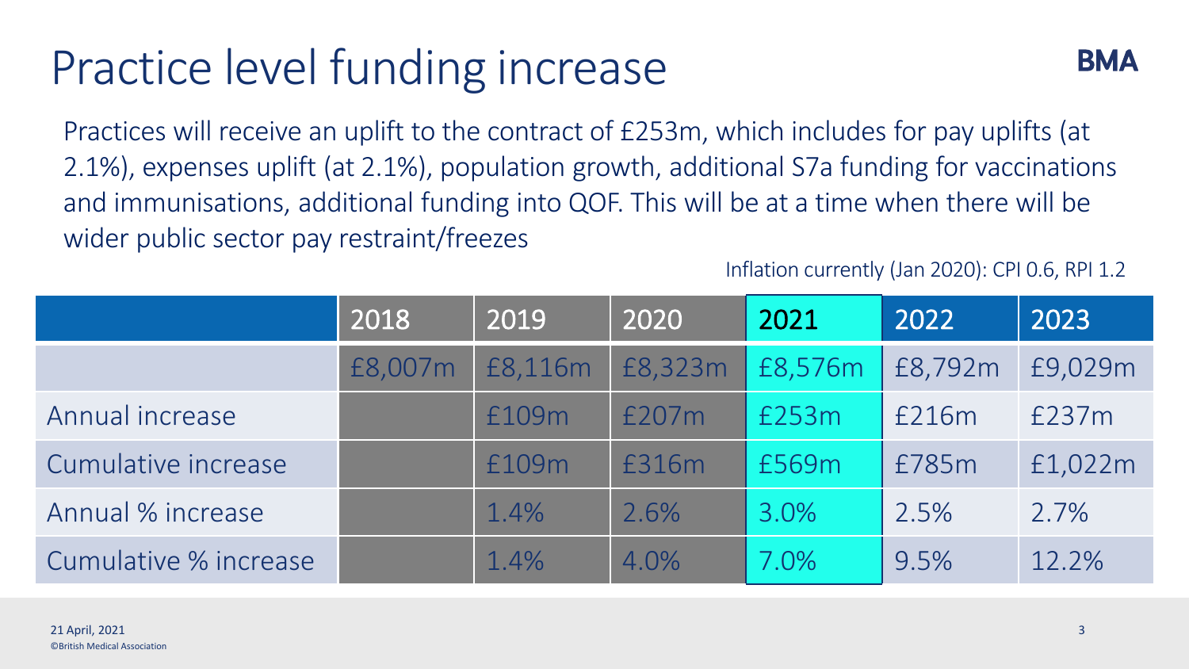# Practice level funding increase

Practices will receive an uplift to the contract of £253m, which includes for pay uplifts (at 2.1%), expenses uplift (at 2.1%), population growth, additional S7a funding for vaccinations and immunisations, additional funding into QOF. This will be at a time when there will be wider public sector pay restraint/freezes

Inflation currently (Jan 2020): CPI 0.6, RPI 1.2

| | 2018 | 2019 | 2020 | 2021 | 2022 | 2023 |
|---|---|---|---|---|---|---|
| | £8,007m | £8,116m | £8,323m | £8,576m | £8,792m | £9,029m |
| Annual increase | | £109m | £207m | £253m | £216m | £237m |
| Cumulative increase | | £109m | £316m | £569m | £785m | £1,022m |
| Annual % increase | | 1.4% | 2.6% | 3.0% | 2.5% | 2.7% |
| Cumulative % increase | | 1.4% | 4.0% | 7.0% | 9.5% | 12.2% |

21 April, 2021

©British Medical Association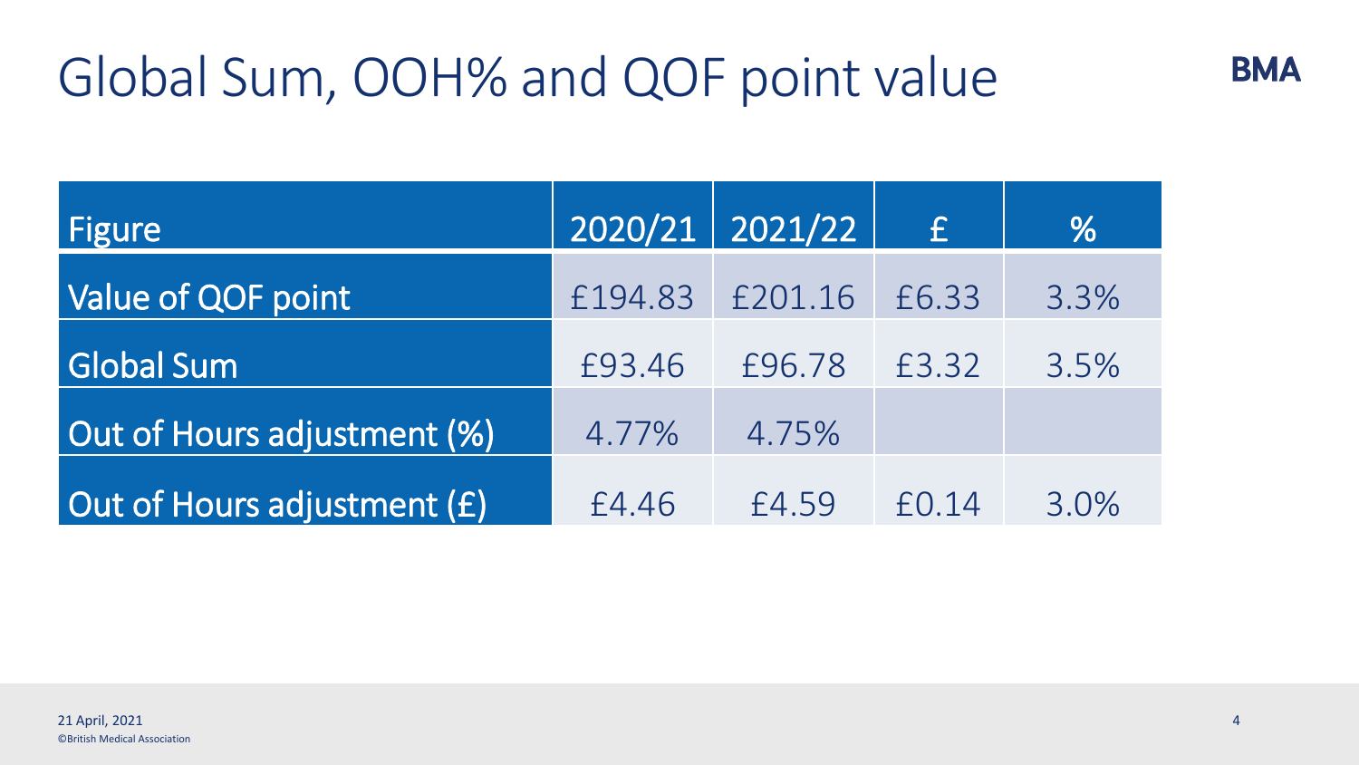# Global Sum, OOH% and QOF point value

| Figure | 2020/21 | 2021/22 | £ | % |
|---|---|---|---|---|
| Value of QOF point | £194.83 | £201.16 | £6.33 | 3.3% |
| Global Sum | £93.46 | £96.78 | £3.32 | 3.5% |
| Out of Hours adjustment (%) | 4.77% | 4.75% | | |
| Out of Hours adjustment (£) | £4.46 | £4.59 | £0.14 | 3.0% |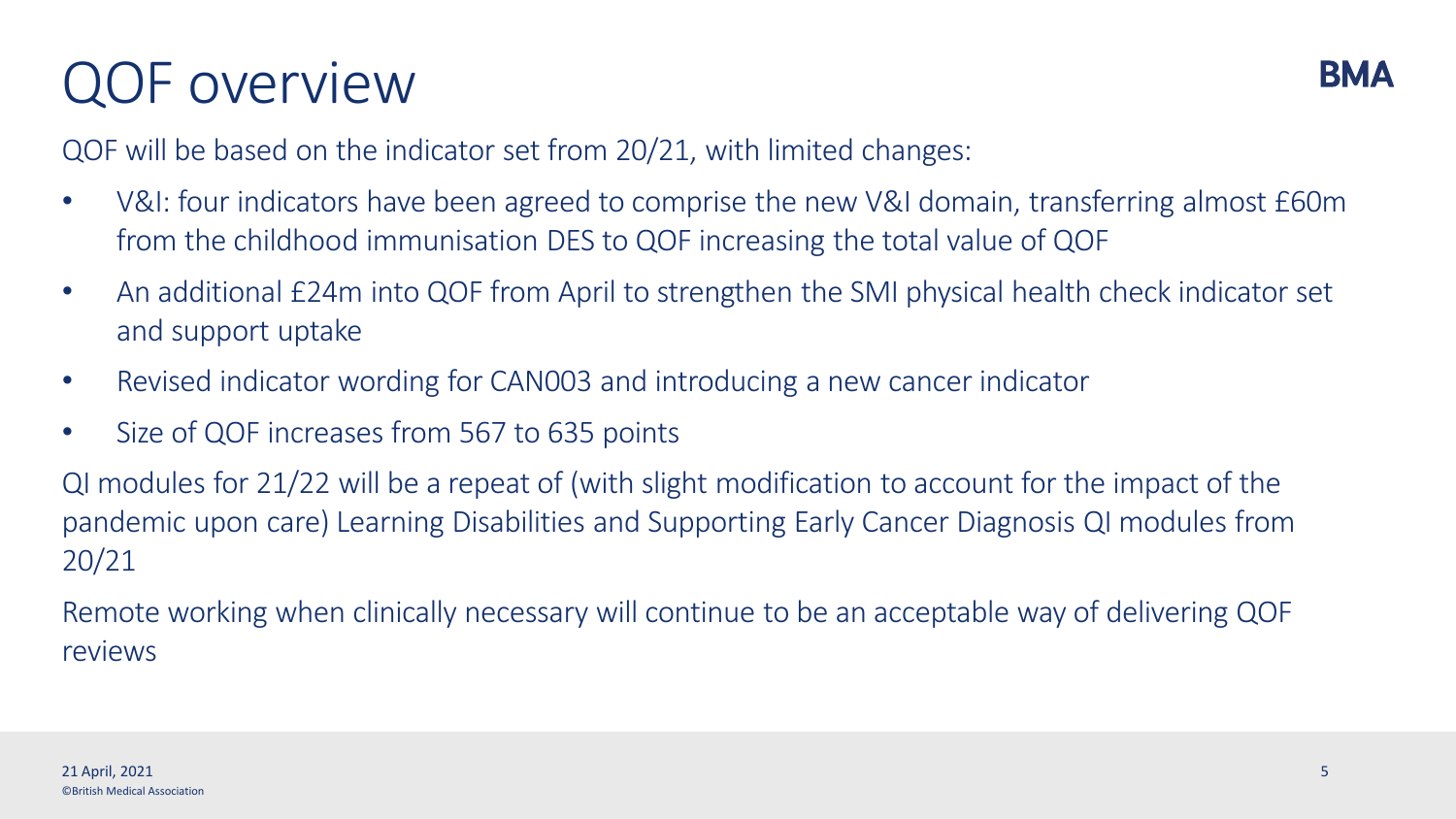# QOF overview

QOF will be based on the indicator set from 20/21, with limited changes:

- V&I: four indicators have been agreed to comprise the new V&I domain, transferring almost £60m from the childhood immunisation DES to QOF increasing the total value of QOF
- An additional £24m into QOF from April to strengthen the SMI physical health check indicator set and support uptake
- Revised indicator wording for CAN003 and introducing a new cancer indicator
- Size of QOF increases from 567 to 635 points

QI modules for 21/22 will be a repeat of (with slight modification to account for the impact of the pandemic upon care) Learning Disabilities and Supporting Early Cancer Diagnosis QI modules from 20/21

Remote working when clinically necessary will continue to be an acceptable way of delivering QOF reviews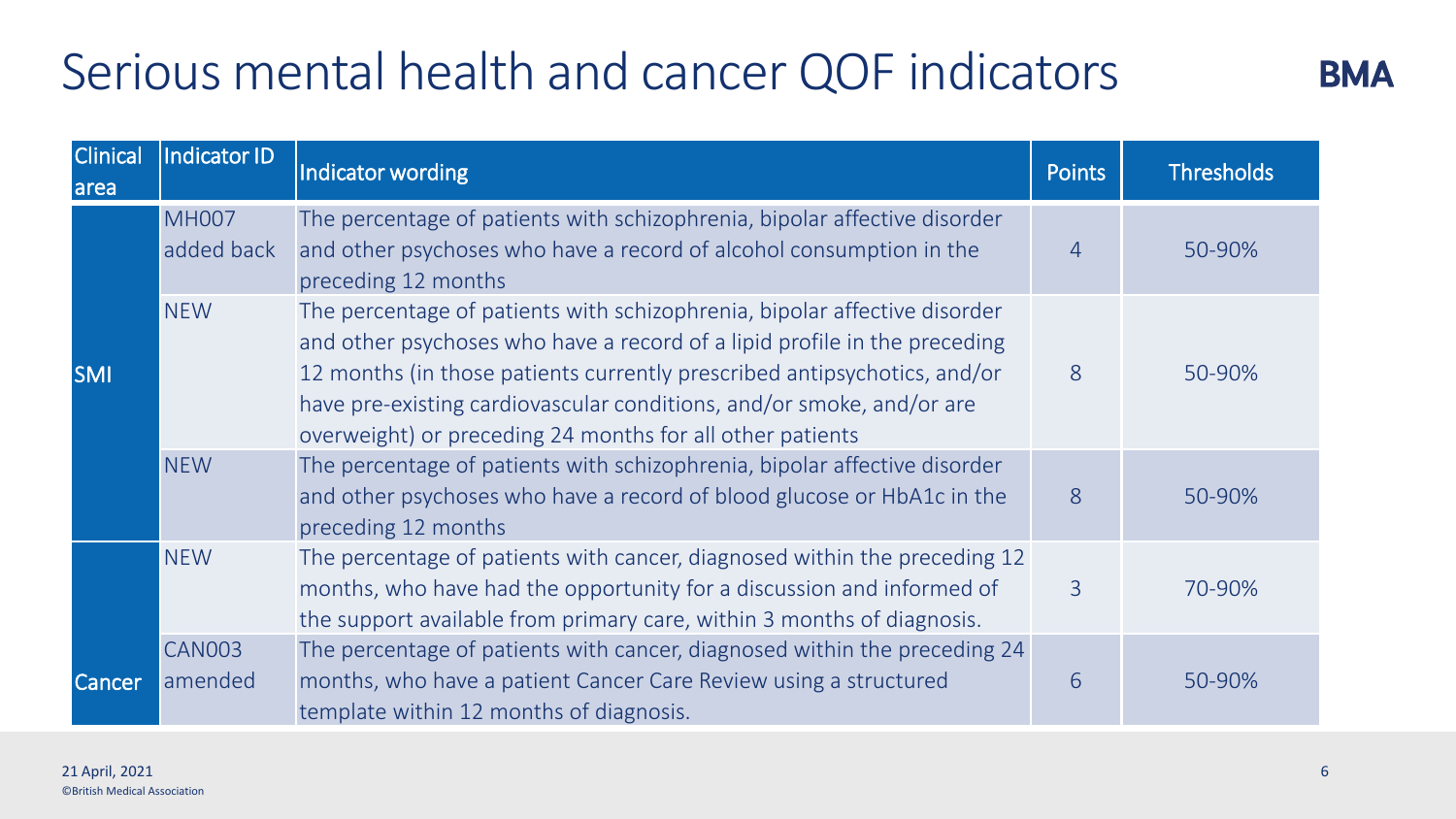# Serious mental health and cancer QOF indicators

| Clinical area | Indicator ID | Indicator wording | Points | Thresholds |
|---|---|---|---|---|
| SMI | MH007 added back | The percentage of patients with schizophrenia, bipolar affective disorder and other psychoses who have a record of alcohol consumption in the preceding 12 months | 4 | 50-90% |
| | NEW | The percentage of patients with schizophrenia, bipolar affective disorder and other psychoses who have a record of a lipid profile in the preceding 12 months (in those patients currently prescribed antipsychotics, and/or have pre-existing cardiovascular conditions, and/or smoke, and/or are overweight) or preceding 24 months for all other patients | 8 | 50-90% |
| | NEW | The percentage of patients with schizophrenia, bipolar affective disorder and other psychoses who have a record of blood glucose or HbA1c in the preceding 12 months | 8 | 50-90% |
| Cancer | NEW | The percentage of patients with cancer, diagnosed within the preceding 12 months, who have had the opportunity for a discussion and informed of the support available from primary care, within 3 months of diagnosis. | 3 | 70-90% |
| | CAN003 amended | The percentage of patients with cancer, diagnosed within the preceding 24 months, who have a patient Cancer Care Review using a structured template within 12 months of diagnosis. | 6 | 50-90% |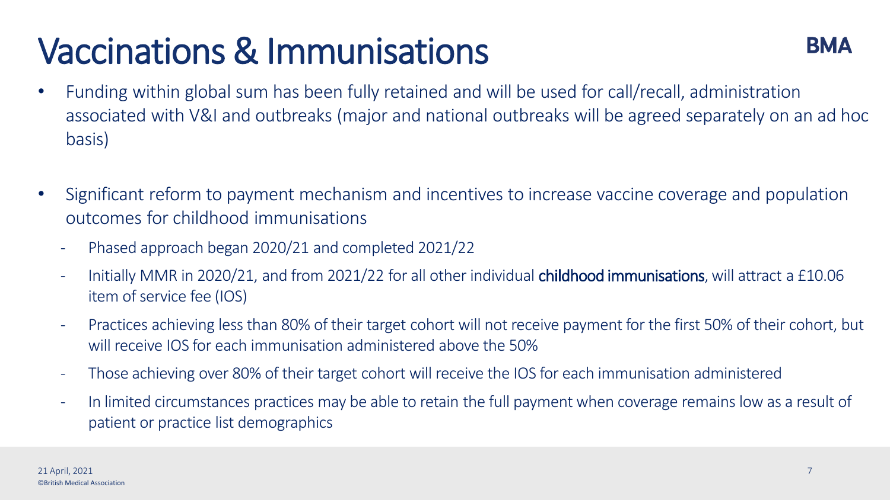# Vaccinations & Immunisations

- Funding within global sum has been fully retained and will be used for call/recall, administration associated with V&I and outbreaks (major and national outbreaks will be agreed separately on an ad hoc basis)

- Significant reform to payment mechanism and incentives to increase vaccine coverage and population outcomes for childhood immunisations
  - Phased approach began 2020/21 and completed 2021/22
  - Initially MMR in 2020/21, and from 2021/22 for all other individual **childhood immunisations**, will attract a £10.06 item of service fee (IOS)
  - Practices achieving less than 80% of their target cohort will not receive payment for the first 50% of their cohort, but will receive IOS for each immunisation administered above the 50%
  - Those achieving over 80% of their target cohort will receive the IOS for each immunisation administered
  - In limited circumstances practices may be able to retain the full payment when coverage remains low as a result of patient or practice list demographics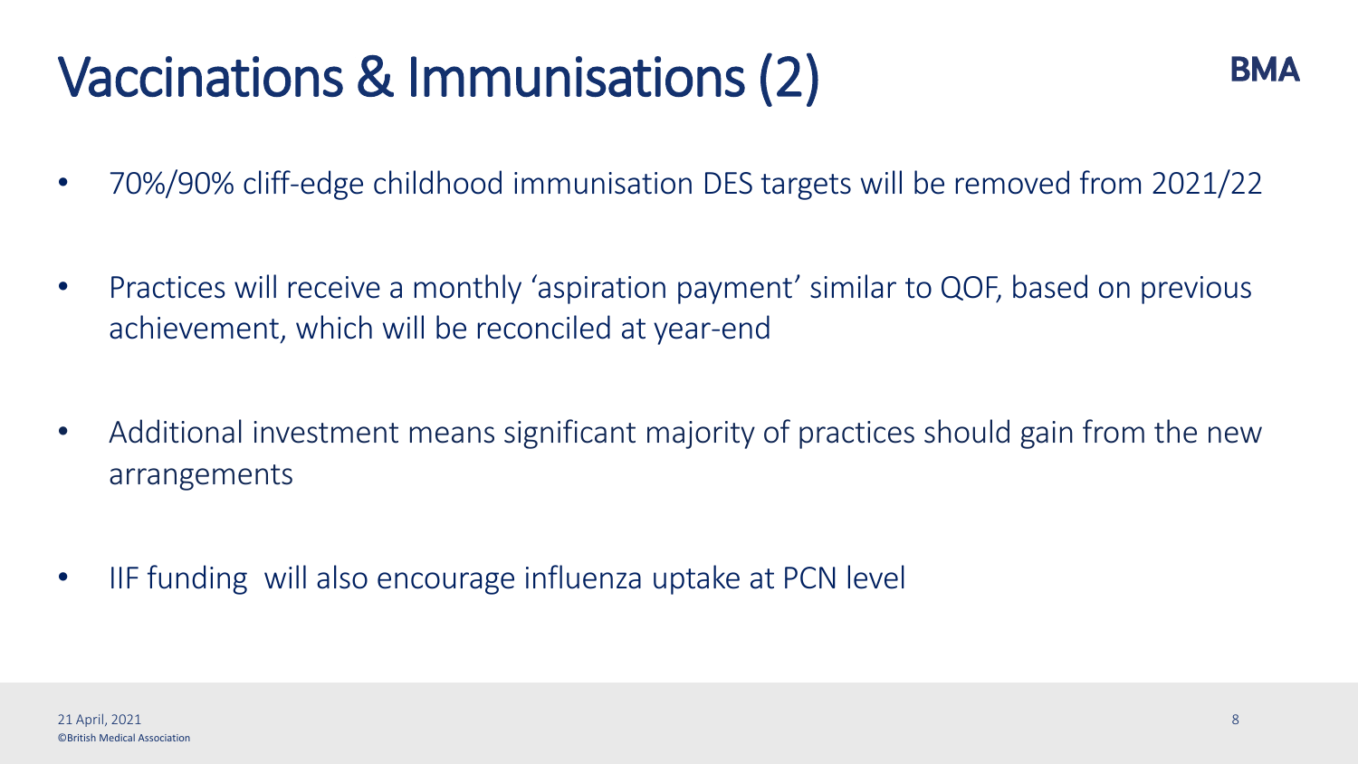# Vaccinations & Immunisations (2)

- 70%/90% cliff-edge childhood immunisation DES targets will be removed from 2021/22
- Practices will receive a monthly 'aspiration payment' similar to QOF, based on previous achievement, which will be reconciled at year-end
- Additional investment means significant majority of practices should gain from the new arrangements
- IIF funding will also encourage influenza uptake at PCN level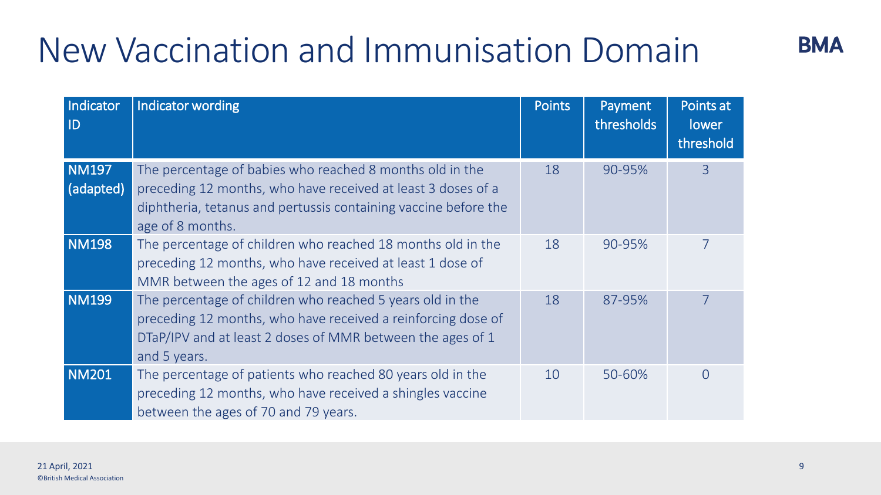# New Vaccination and Immunisation Domain

| Indicator ID | Indicator wording | Points | Payment thresholds | Points at lower threshold |
|---|---|---|---|---|
| NM197 (adapted) | The percentage of babies who reached 8 months old in the preceding 12 months, who have received at least 3 doses of a diphtheria, tetanus and pertussis containing vaccine before the age of 8 months. | 18 | 90-95% | 3 |
| NM198 | The percentage of children who reached 18 months old in the preceding 12 months, who have received at least 1 dose of MMR between the ages of 12 and 18 months | 18 | 90-95% | 7 |
| NM199 | The percentage of children who reached 5 years old in the preceding 12 months, who have received a reinforcing dose of DTaP/IPV and at least 2 doses of MMR between the ages of 1 and 5 years. | 18 | 87-95% | 7 |
| NM201 | The percentage of patients who reached 80 years old in the preceding 12 months, who have received a shingles vaccine between the ages of 70 and 79 years. | 10 | 50-60% | 0 |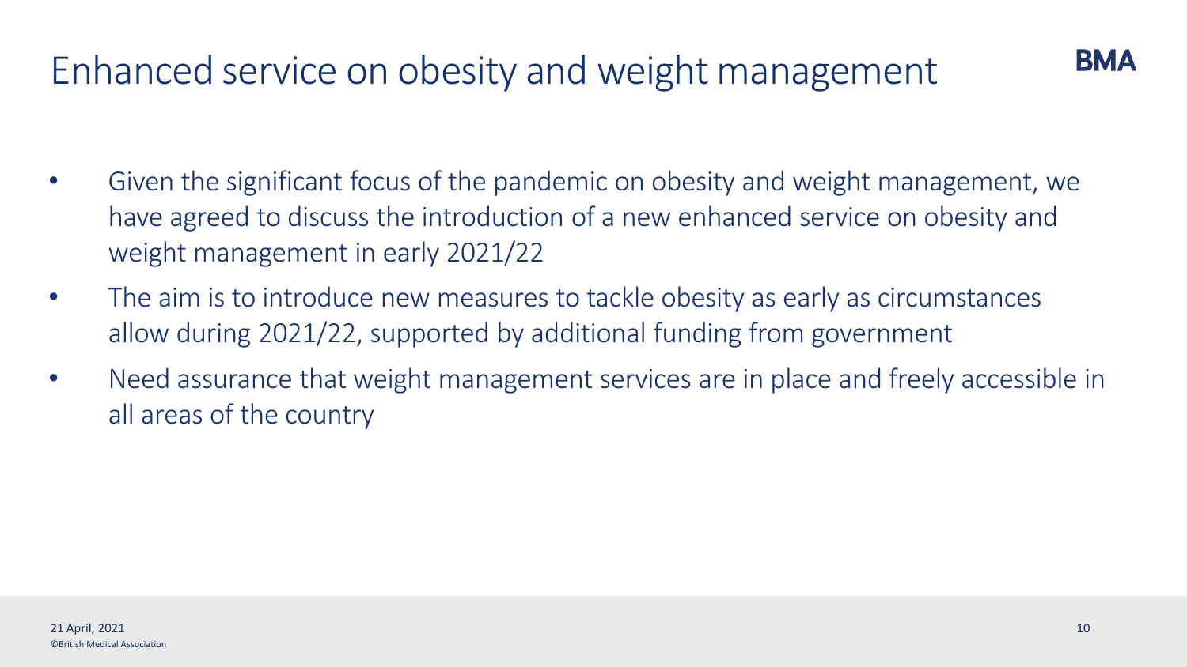# Enhanced service on obesity and weight management

- Given the significant focus of the pandemic on obesity and weight management, we have agreed to discuss the introduction of a new enhanced service on obesity and weight management in early 2021/22
- The aim is to introduce new measures to tackle obesity as early as circumstances allow during 2021/22, supported by additional funding from government
- Need assurance that weight management services are in place and freely accessible in all areas of the country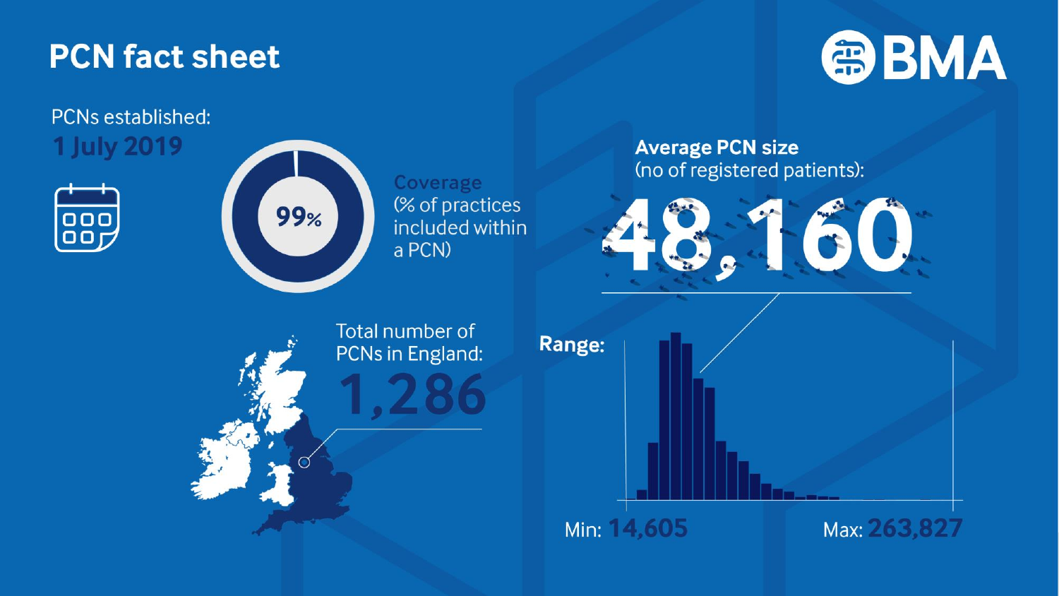# PCN fact sheet

BMA

PCNs established:
**1 July 2019**

**99%**

Coverage
(% of practices included within a PCN)

Total number of PCNs in England:
**1,286**

**Average PCN size**
(no of registered patients):

**48,160**

**Range:**

Min: **14,605**

Max: **263,827**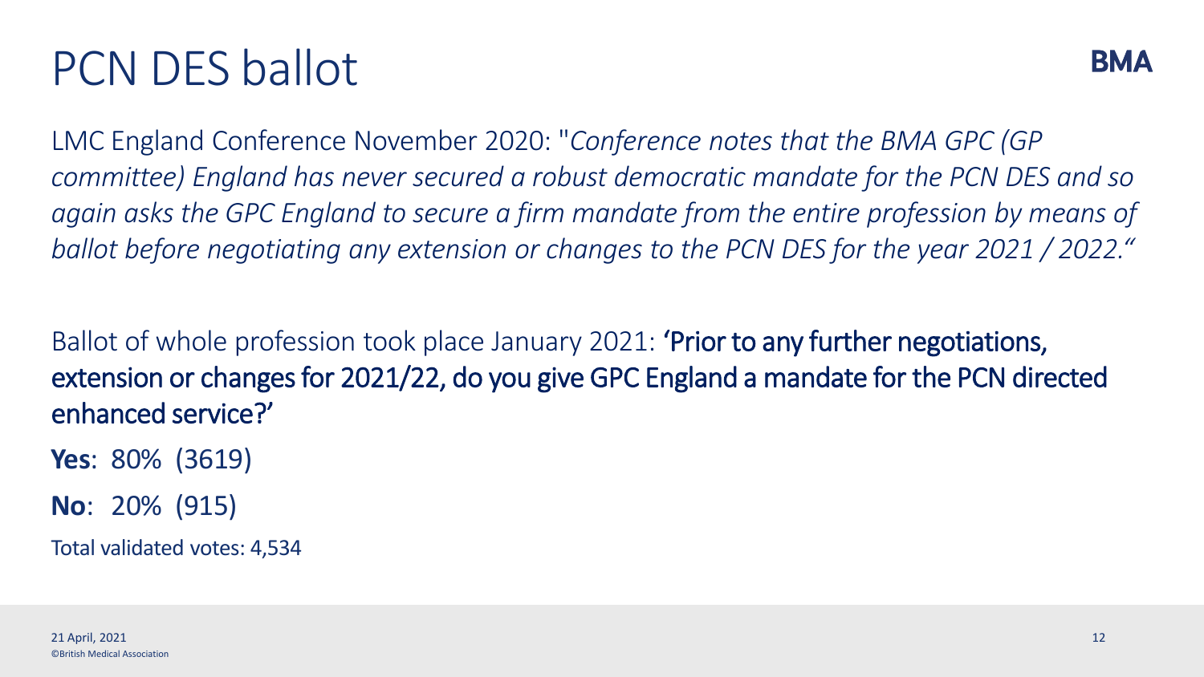# PCN DES ballot

LMC England Conference November 2020: "*Conference notes that the BMA GPC (GP committee) England has never secured a robust democratic mandate for the PCN DES and so again asks the GPC England to secure a firm mandate from the entire profession by means of ballot before negotiating any extension or changes to the PCN DES for the year 2021 / 2022.*"

Ballot of whole profession took place January 2021: 'Prior to any further negotiations, extension or changes for 2021/22, do you give GPC England a mandate for the PCN directed enhanced service?'

**Yes**: 80% (3619)

**No**: 20% (915)

Total validated votes: 4,534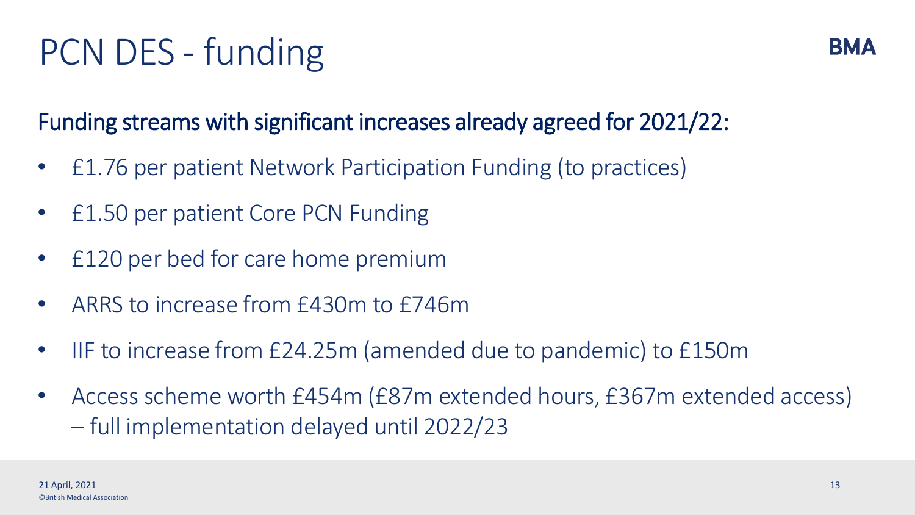# PCN DES - funding

## Funding streams with significant increases already agreed for 2021/22:

- £1.76 per patient Network Participation Funding (to practices)
- £1.50 per patient Core PCN Funding
- £120 per bed for care home premium
- ARRS to increase from £430m to £746m
- IIF to increase from £24.25m (amended due to pandemic) to £150m
- Access scheme worth £454m (£87m extended hours, £367m extended access) – full implementation delayed until 2022/23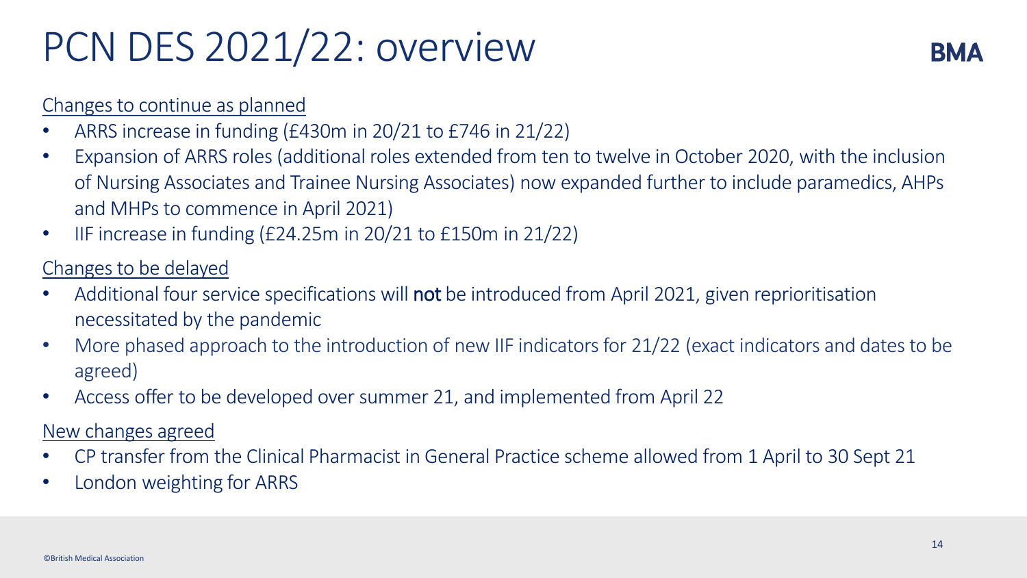# PCN DES 2021/22: overview

Changes to continue as planned

- ARRS increase in funding (£430m in 20/21 to £746 in 21/22)
- Expansion of ARRS roles (additional roles extended from ten to twelve in October 2020, with the inclusion of Nursing Associates and Trainee Nursing Associates) now expanded further to include paramedics, AHPs and MHPs to commence in April 2021)
- IIF increase in funding (£24.25m in 20/21 to £150m in 21/22)

Changes to be delayed

- Additional four service specifications will **not** be introduced from April 2021, given reprioritisation necessitated by the pandemic
- More phased approach to the introduction of new IIF indicators for 21/22 (exact indicators and dates to be agreed)
- Access offer to be developed over summer 21, and implemented from April 22

New changes agreed

- CP transfer from the Clinical Pharmacist in General Practice scheme allowed from 1 April to 30 Sept 21
- London weighting for ARRS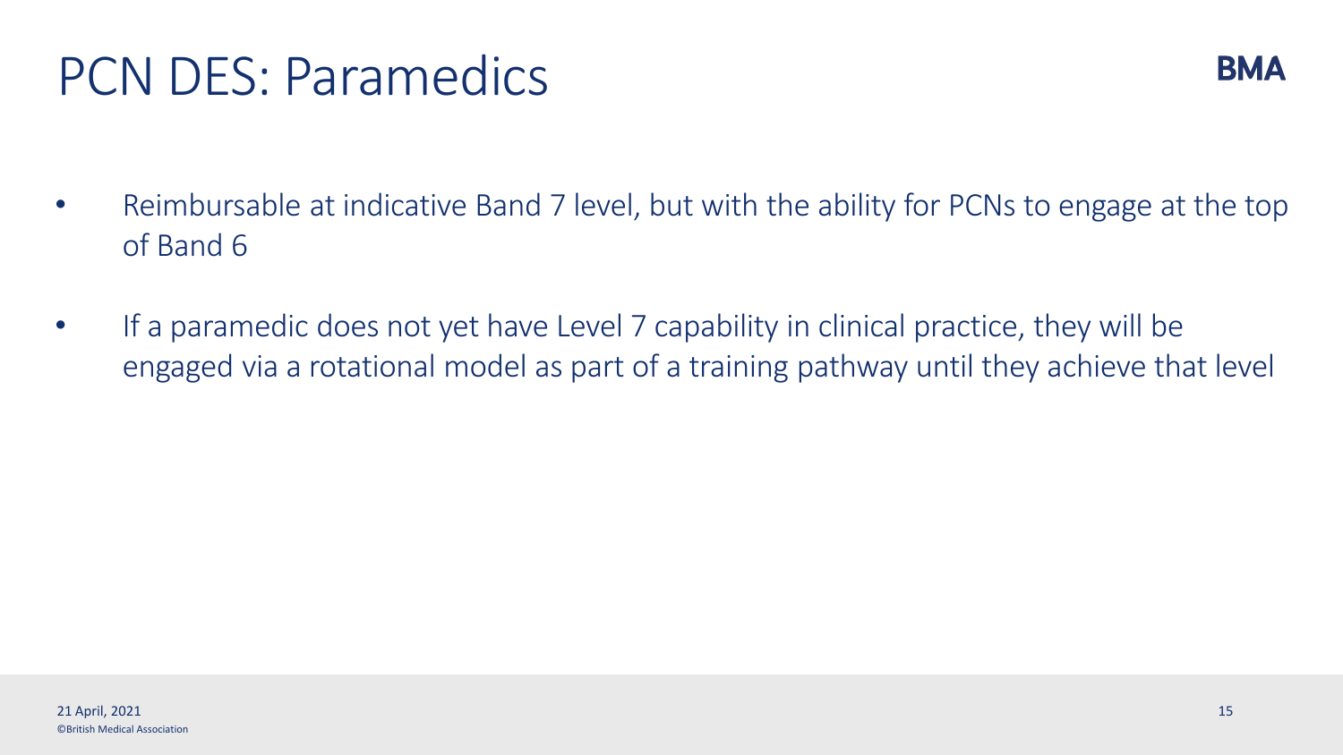# PCN DES: Paramedics

- Reimbursable at indicative Band 7 level, but with the ability for PCNs to engage at the top of Band 6
- If a paramedic does not yet have Level 7 capability in clinical practice, they will be engaged via a rotational model as part of a training pathway until they achieve that level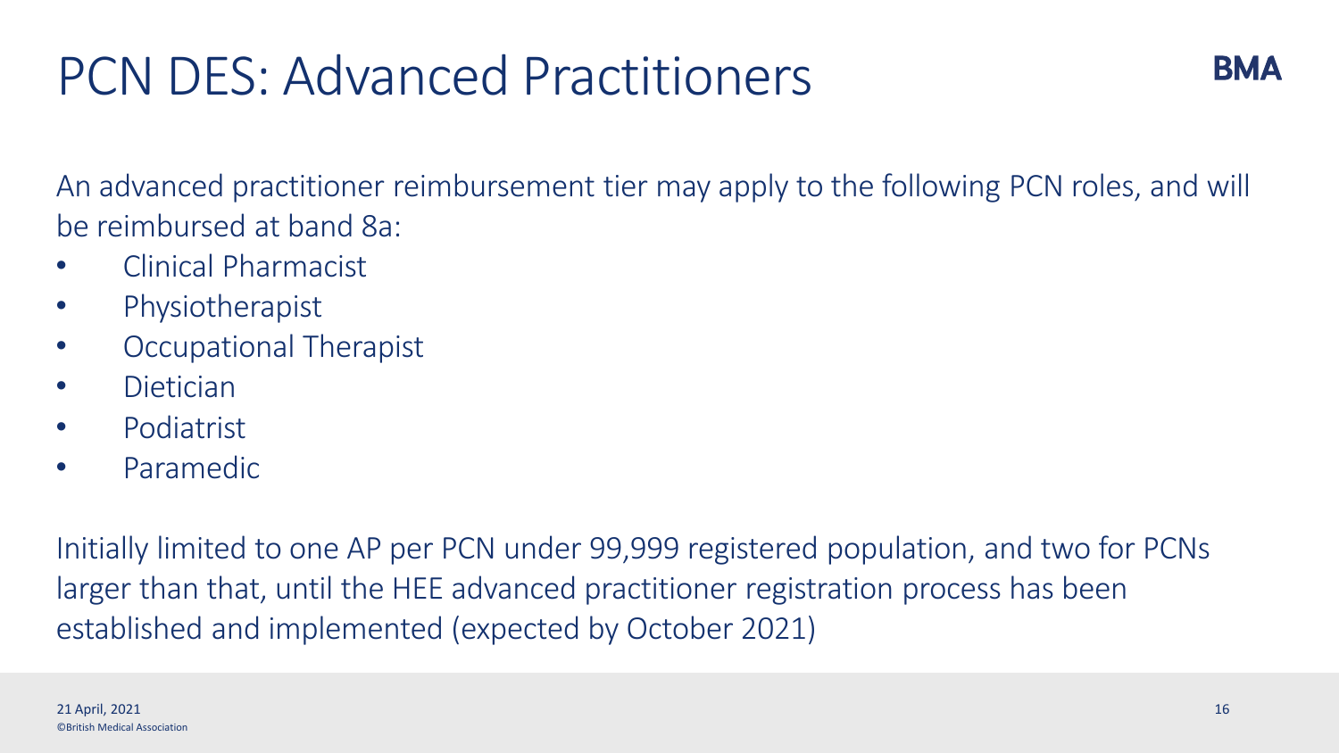# PCN DES: Advanced Practitioners

An advanced practitioner reimbursement tier may apply to the following PCN roles, and will be reimbursed at band 8a:

- Clinical Pharmacist
- Physiotherapist
- Occupational Therapist
- Dietician
- Podiatrist
- Paramedic

Initially limited to one AP per PCN under 99,999 registered population, and two for PCNs larger than that, until the HEE advanced practitioner registration process has been established and implemented (expected by October 2021)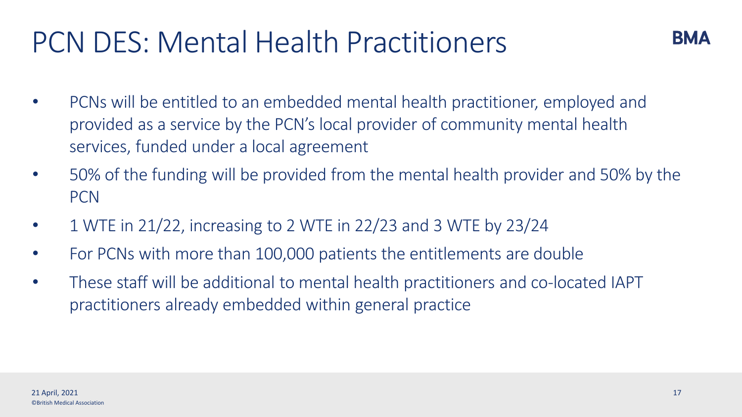# PCN DES: Mental Health Practitioners

- PCNs will be entitled to an embedded mental health practitioner, employed and provided as a service by the PCN's local provider of community mental health services, funded under a local agreement
- 50% of the funding will be provided from the mental health provider and 50% by the PCN
- 1 WTE in 21/22, increasing to 2 WTE in 22/23 and 3 WTE by 23/24
- For PCNs with more than 100,000 patients the entitlements are double
- These staff will be additional to mental health practitioners and co-located IAPT practitioners already embedded within general practice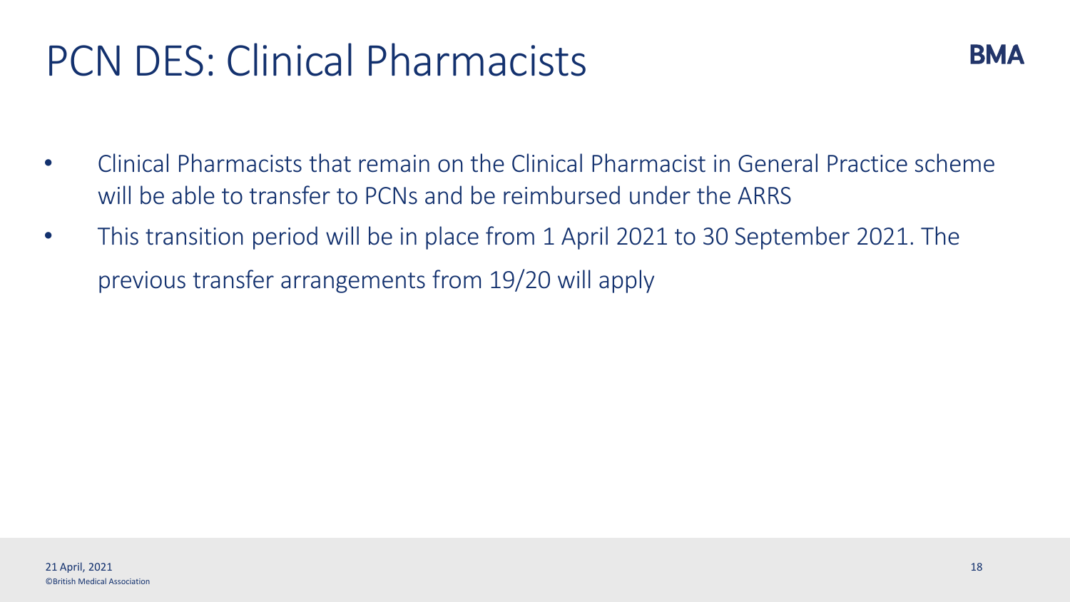# PCN DES: Clinical Pharmacists

- Clinical Pharmacists that remain on the Clinical Pharmacist in General Practice scheme will be able to transfer to PCNs and be reimbursed under the ARRS
- This transition period will be in place from 1 April 2021 to 30 September 2021. The previous transfer arrangements from 19/20 will apply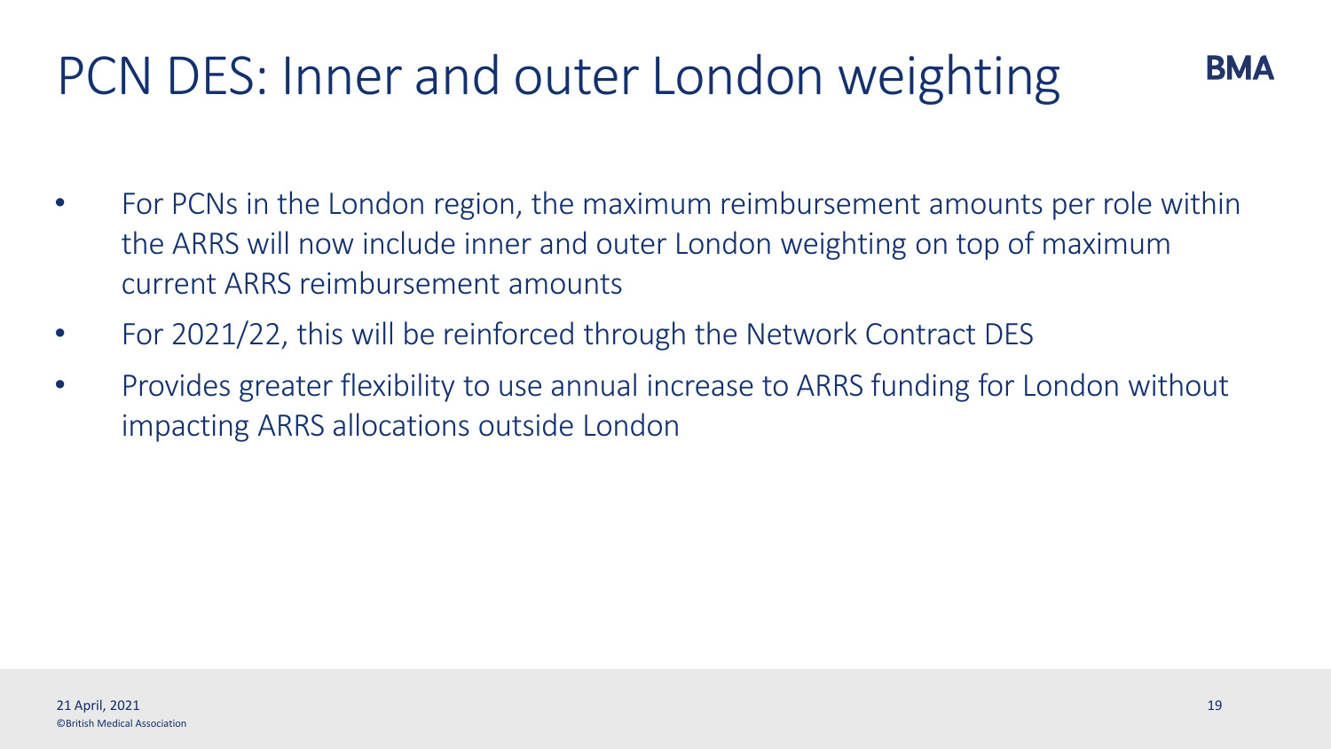# PCN DES: Inner and outer London weighting

- For PCNs in the London region, the maximum reimbursement amounts per role within the ARRS will now include inner and outer London weighting on top of maximum current ARRS reimbursement amounts
- For 2021/22, this will be reinforced through the Network Contract DES
- Provides greater flexibility to use annual increase to ARRS funding for London without impacting ARRS allocations outside London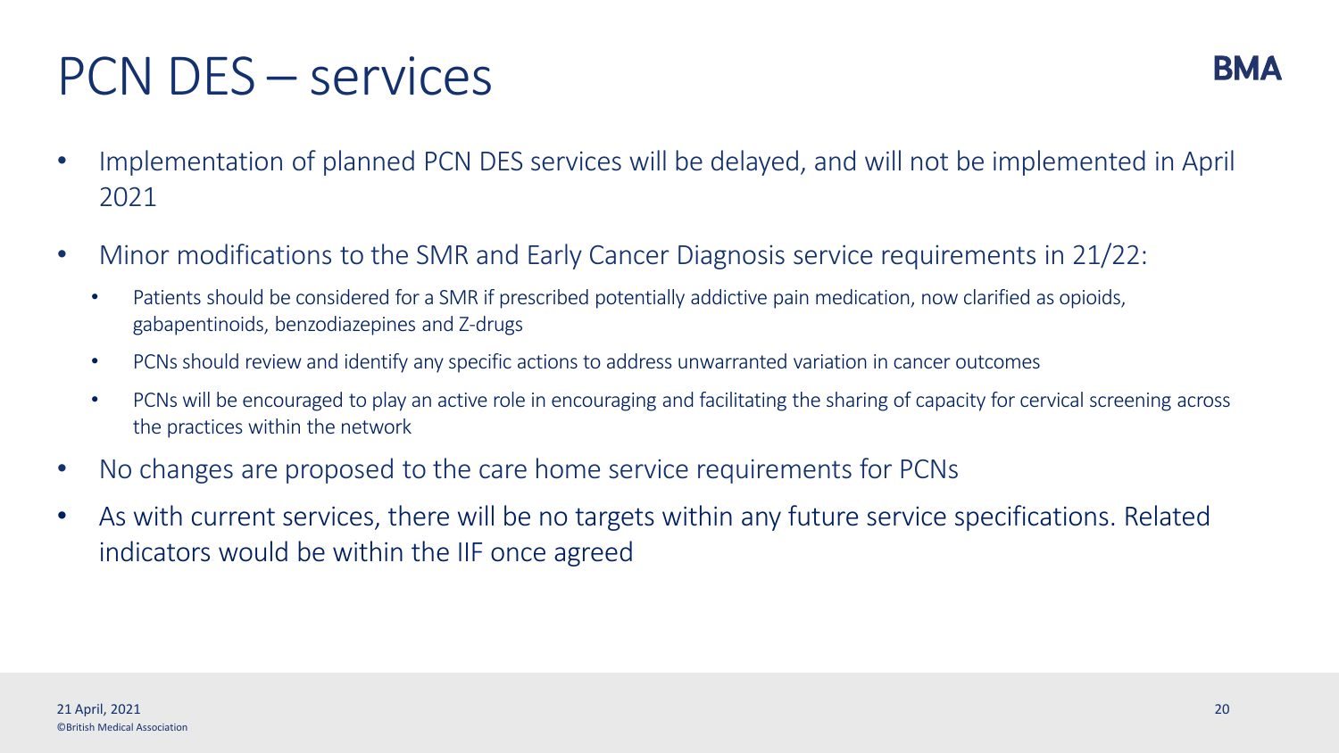# PCN DES – services

- Implementation of planned PCN DES services will be delayed, and will not be implemented in April 2021
- Minor modifications to the SMR and Early Cancer Diagnosis service requirements in 21/22:
  - Patients should be considered for a SMR if prescribed potentially addictive pain medication, now clarified as opioids, gabapentinoids, benzodiazepines and Z-drugs
  - PCNs should review and identify any specific actions to address unwarranted variation in cancer outcomes
  - PCNs will be encouraged to play an active role in encouraging and facilitating the sharing of capacity for cervical screening across the practices within the network
- No changes are proposed to the care home service requirements for PCNs
- As with current services, there will be no targets within any future service specifications. Related indicators would be within the IIF once agreed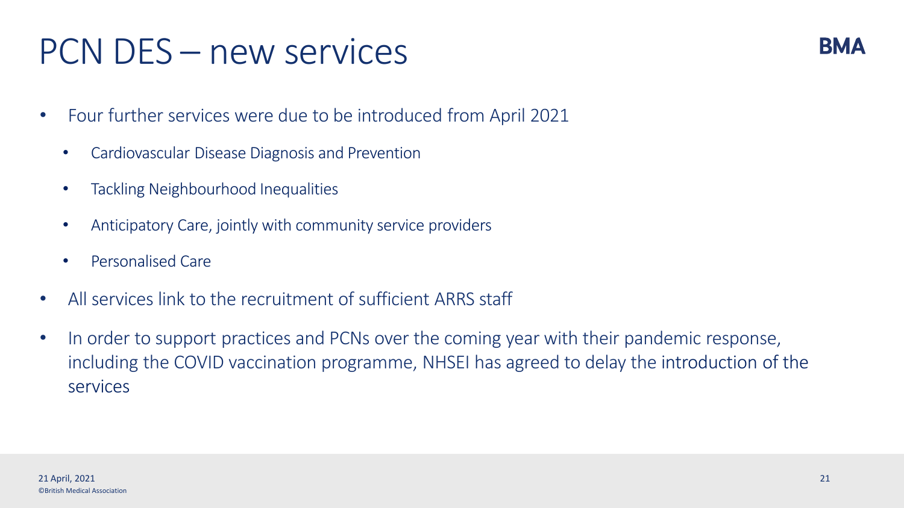# PCN DES – new services

- Four further services were due to be introduced from April 2021
  - Cardiovascular Disease Diagnosis and Prevention
  - Tackling Neighbourhood Inequalities
  - Anticipatory Care, jointly with community service providers
  - Personalised Care
- All services link to the recruitment of sufficient ARRS staff
- In order to support practices and PCNs over the coming year with their pandemic response, including the COVID vaccination programme, NHSEI has agreed to delay the introduction of the services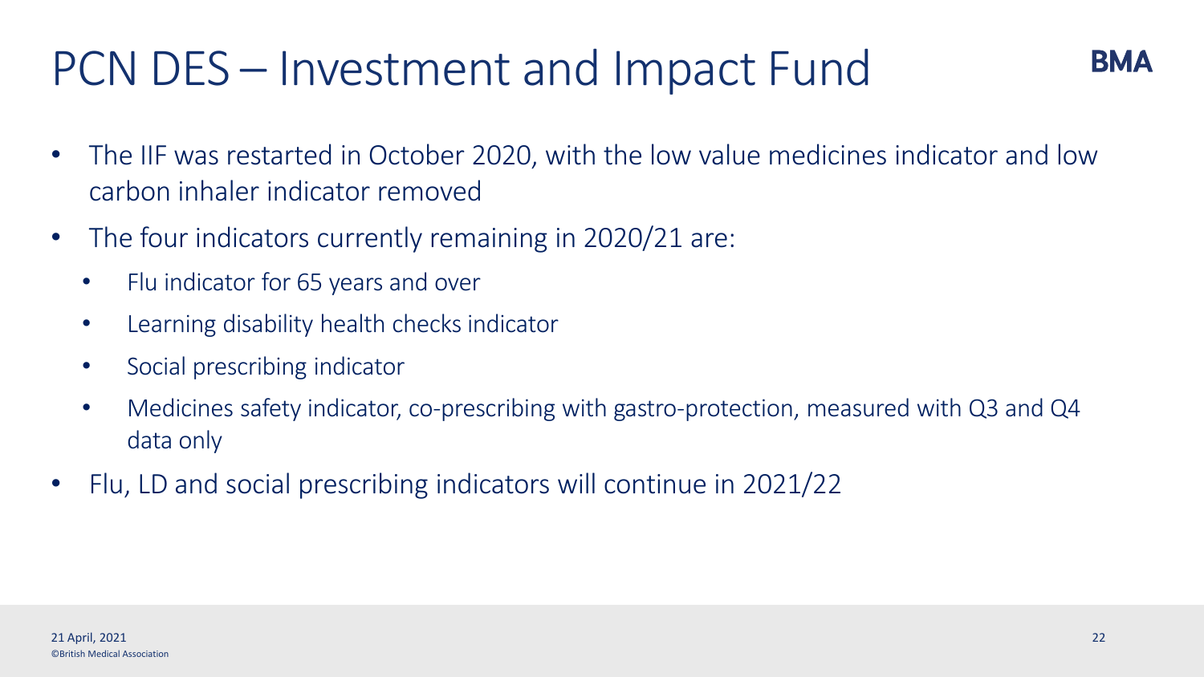# PCN DES – Investment and Impact Fund

- The IIF was restarted in October 2020, with the low value medicines indicator and low carbon inhaler indicator removed
- The four indicators currently remaining in 2020/21 are:
  - Flu indicator for 65 years and over
  - Learning disability health checks indicator
  - Social prescribing indicator
  - Medicines safety indicator, co-prescribing with gastro-protection, measured with Q3 and Q4 data only
- Flu, LD and social prescribing indicators will continue in 2021/22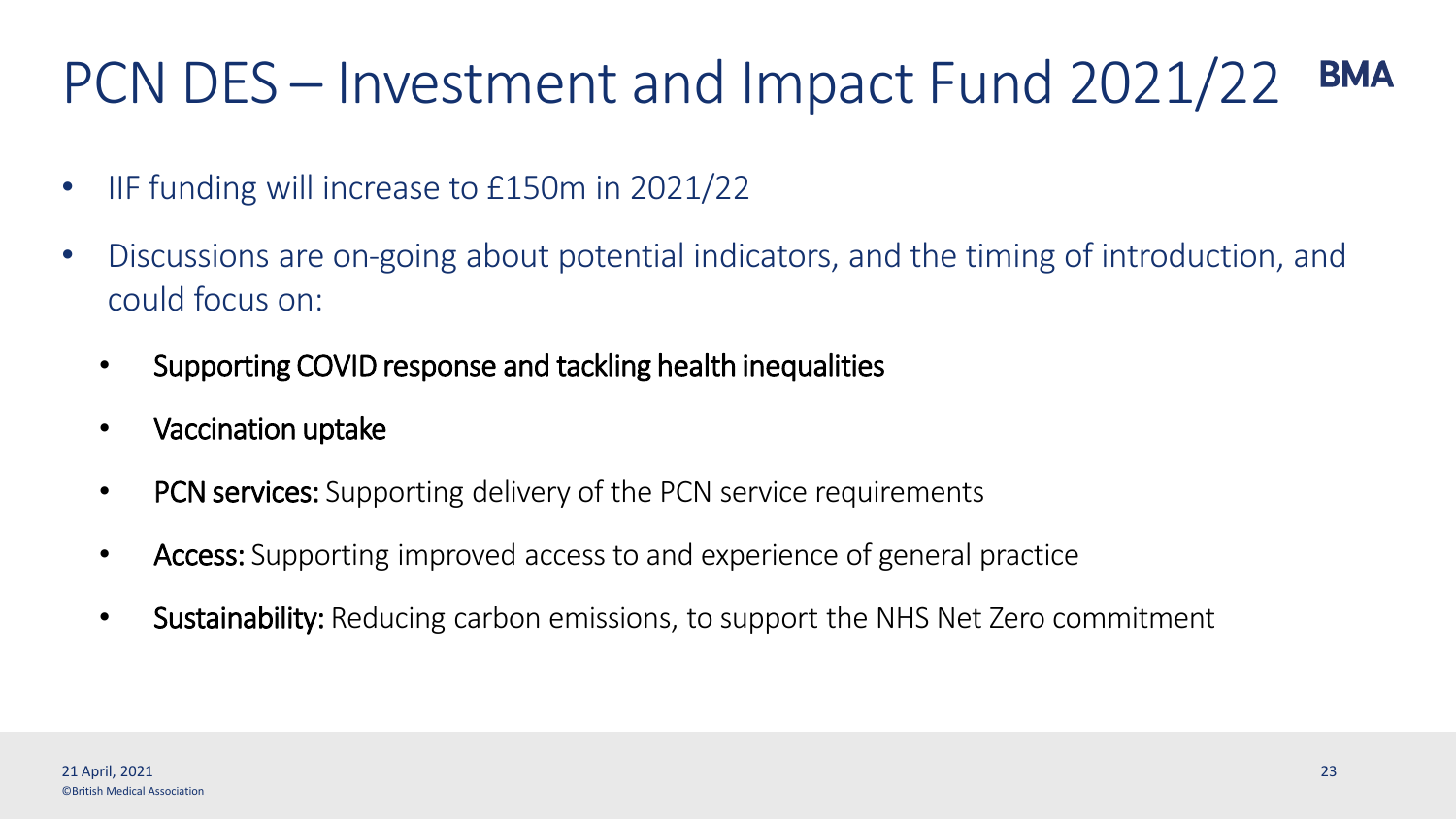# PCN DES – Investment and Impact Fund 2021/22

- IIF funding will increase to £150m in 2021/22
- Discussions are on-going about potential indicators, and the timing of introduction, and could focus on:
  - Supporting COVID response and tackling health inequalities
  - Vaccination uptake
  - **PCN services:** Supporting delivery of the PCN service requirements
  - **Access:** Supporting improved access to and experience of general practice
  - **Sustainability:** Reducing carbon emissions, to support the NHS Net Zero commitment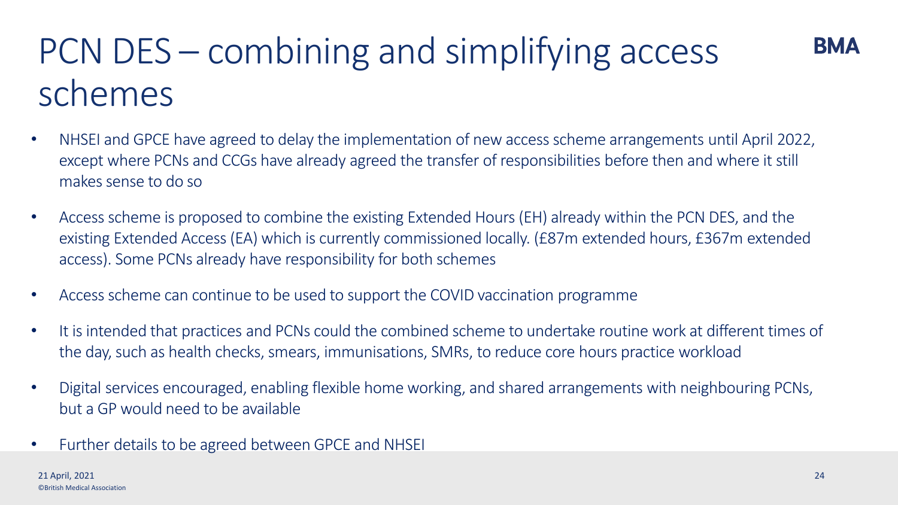# PCN DES – combining and simplifying access schemes

- NHSEI and GPCE have agreed to delay the implementation of new access scheme arrangements until April 2022, except where PCNs and CCGs have already agreed the transfer of responsibilities before then and where it still makes sense to do so
- Access scheme is proposed to combine the existing Extended Hours (EH) already within the PCN DES, and the existing Extended Access (EA) which is currently commissioned locally. (£87m extended hours, £367m extended access). Some PCNs already have responsibility for both schemes
- Access scheme can continue to be used to support the COVID vaccination programme
- It is intended that practices and PCNs could the combined scheme to undertake routine work at different times of the day, such as health checks, smears, immunisations, SMRs, to reduce core hours practice workload
- Digital services encouraged, enabling flexible home working, and shared arrangements with neighbouring PCNs, but a GP would need to be available
- Further details to be agreed between GPCE and NHSEI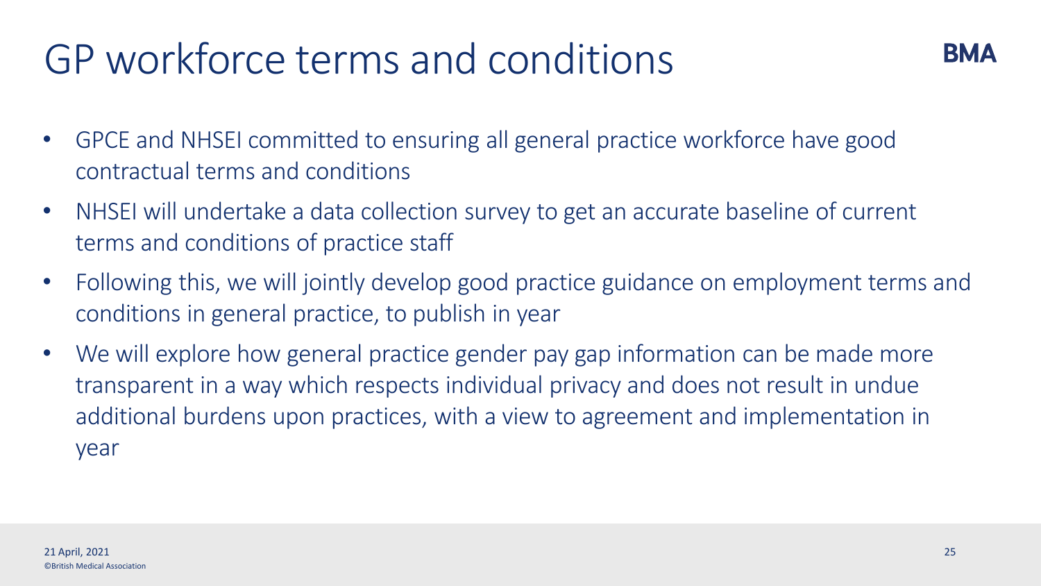# GP workforce terms and conditions

- GPCE and NHSEI committed to ensuring all general practice workforce have good contractual terms and conditions
- NHSEI will undertake a data collection survey to get an accurate baseline of current terms and conditions of practice staff
- Following this, we will jointly develop good practice guidance on employment terms and conditions in general practice, to publish in year
- We will explore how general practice gender pay gap information can be made more transparent in a way which respects individual privacy and does not result in undue additional burdens upon practices, with a view to agreement and implementation in year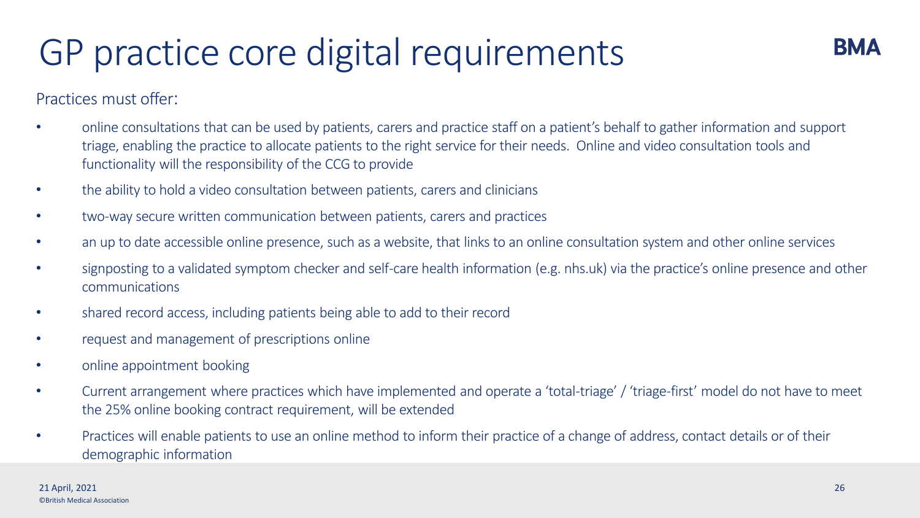# GP practice core digital requirements

Practices must offer:

- online consultations that can be used by patients, carers and practice staff on a patient's behalf to gather information and support triage, enabling the practice to allocate patients to the right service for their needs. Online and video consultation tools and functionality will the responsibility of the CCG to provide
- the ability to hold a video consultation between patients, carers and clinicians
- two-way secure written communication between patients, carers and practices
- an up to date accessible online presence, such as a website, that links to an online consultation system and other online services
- signposting to a validated symptom checker and self-care health information (e.g. nhs.uk) via the practice's online presence and other communications
- shared record access, including patients being able to add to their record
- request and management of prescriptions online
- online appointment booking
- Current arrangement where practices which have implemented and operate a 'total-triage' / 'triage-first' model do not have to meet the 25% online booking contract requirement, will be extended
- Practices will enable patients to use an online method to inform their practice of a change of address, contact details or of their demographic information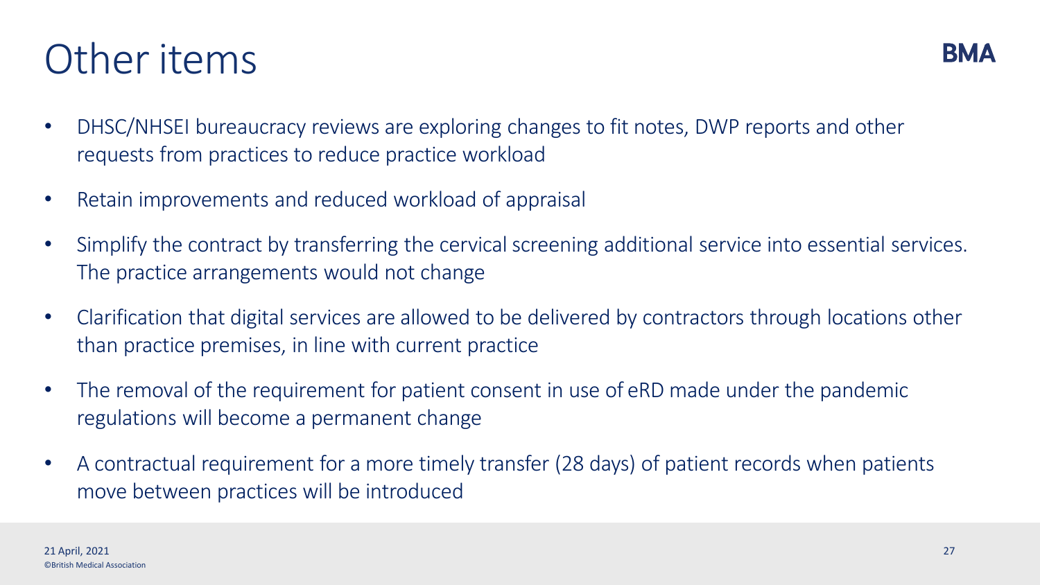# Other items

- DHSC/NHSEI bureaucracy reviews are exploring changes to fit notes, DWP reports and other requests from practices to reduce practice workload
- Retain improvements and reduced workload of appraisal
- Simplify the contract by transferring the cervical screening additional service into essential services. The practice arrangements would not change
- Clarification that digital services are allowed to be delivered by contractors through locations other than practice premises, in line with current practice
- The removal of the requirement for patient consent in use of eRD made under the pandemic regulations will become a permanent change
- A contractual requirement for a more timely transfer (28 days) of patient records when patients move between practices will be introduced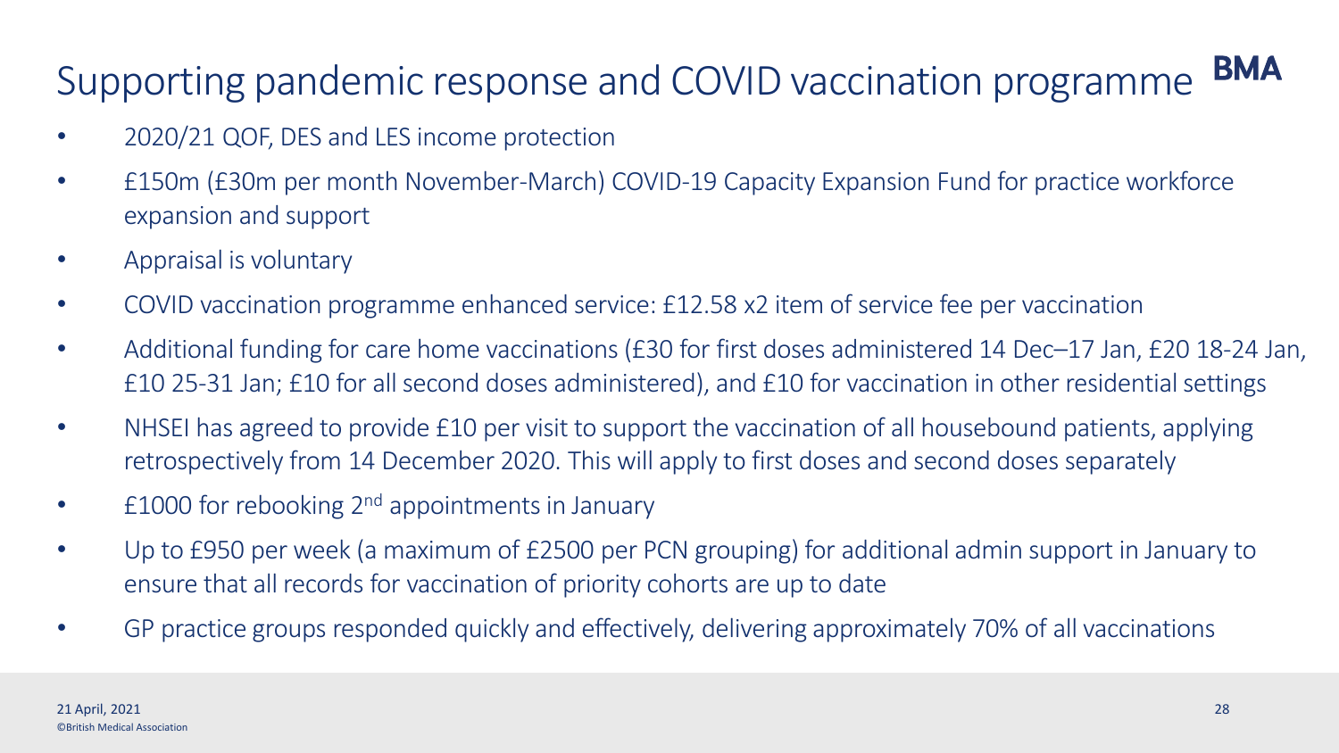# Supporting pandemic response and COVID vaccination programme

- 2020/21 QOF, DES and LES income protection
- £150m (£30m per month November-March) COVID-19 Capacity Expansion Fund for practice workforce expansion and support
- Appraisal is voluntary
- COVID vaccination programme enhanced service: £12.58 x2 item of service fee per vaccination
- Additional funding for care home vaccinations (£30 for first doses administered 14 Dec–17 Jan, £20 18-24 Jan, £10 25-31 Jan; £10 for all second doses administered), and £10 for vaccination in other residential settings
- NHSEI has agreed to provide £10 per visit to support the vaccination of all housebound patients, applying retrospectively from 14 December 2020. This will apply to first doses and second doses separately
- £1000 for rebooking 2nd appointments in January
- Up to £950 per week (a maximum of £2500 per PCN grouping) for additional admin support in January to ensure that all records for vaccination of priority cohorts are up to date
- GP practice groups responded quickly and effectively, delivering approximately 70% of all vaccinations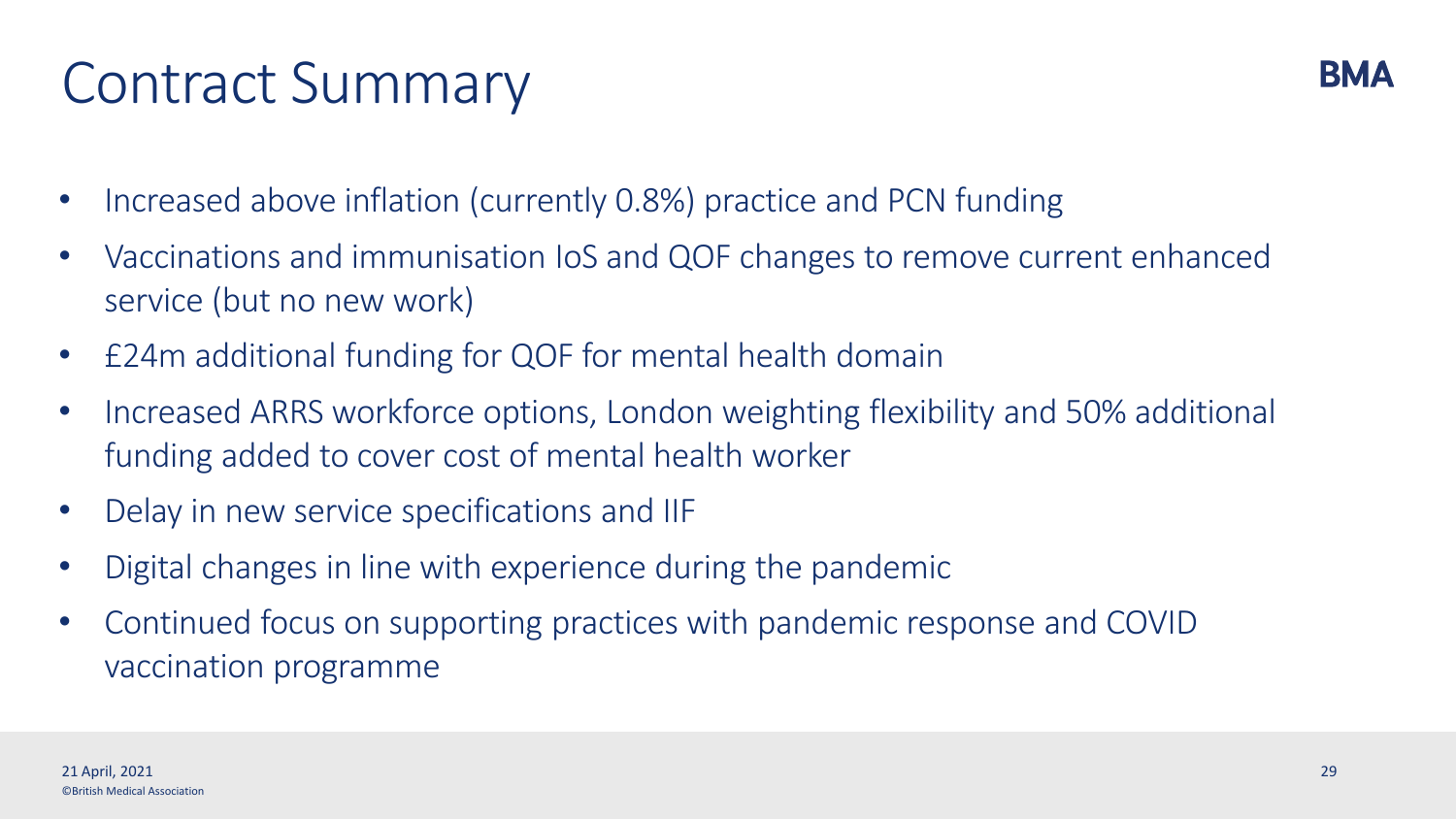# Contract Summary

- Increased above inflation (currently 0.8%) practice and PCN funding
- Vaccinations and immunisation IoS and QOF changes to remove current enhanced service (but no new work)
- £24m additional funding for QOF for mental health domain
- Increased ARRS workforce options, London weighting flexibility and 50% additional funding added to cover cost of mental health worker
- Delay in new service specifications and IIF
- Digital changes in line with experience during the pandemic
- Continued focus on supporting practices with pandemic response and COVID vaccination programme